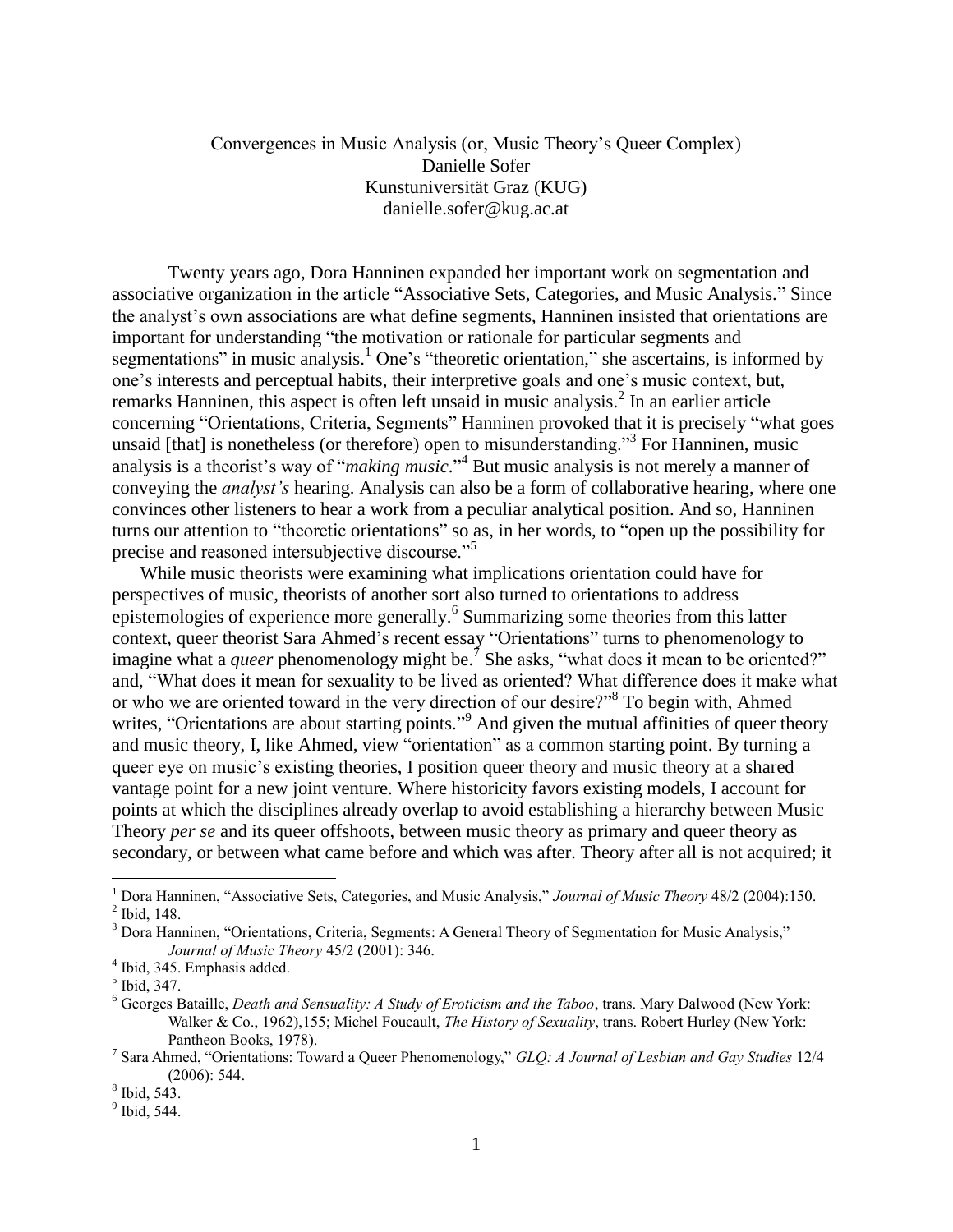# Convergences in Music Analysis (or, Music Theory's Queer Complex)

Danielle Sofer
Kunstuniversität Graz (KUG)
danielle.sofer@kug.ac.at

Twenty years ago, Dora Hanninen expanded her important work on segmentation and associative organization in the article "Associative Sets, Categories, and Music Analysis." Since the analyst's own associations are what define segments, Hanninen insisted that orientations are important for understanding "the motivation or rationale for particular segments and segmentations" in music analysis.[1] One's "theoretic orientation," she ascertains, is informed by one's interests and perceptual habits, their interpretive goals and one's music context, but, remarks Hanninen, this aspect is often left unsaid in music analysis.[2] In an earlier article concerning "Orientations, Criteria, Segments" Hanninen provoked that it is precisely "what goes unsaid [that] is nonetheless (or therefore) open to misunderstanding."[3] For Hanninen, music analysis is a theorist's way of "*making music*."[4] But music analysis is not merely a manner of conveying the *analyst's* hearing. Analysis can also be a form of collaborative hearing, where one convinces other listeners to hear a work from a peculiar analytical position. And so, Hanninen turns our attention to "theoretic orientations" so as, in her words, to "open up the possibility for precise and reasoned intersubjective discourse."[5]

While music theorists were examining what implications orientation could have for perspectives of music, theorists of another sort also turned to orientations to address epistemologies of experience more generally.[6] Summarizing some theories from this latter context, queer theorist Sara Ahmed's recent essay "Orientations" turns to phenomenology to imagine what a *queer* phenomenology might be.[7] She asks, "what does it mean to be oriented?" and, "What does it mean for sexuality to be lived as oriented? What difference does it make what or who we are oriented toward in the very direction of our desire?"[8] To begin with, Ahmed writes, "Orientations are about starting points."[9] And given the mutual affinities of queer theory and music theory, I, like Ahmed, view "orientation" as a common starting point. By turning a queer eye on music's existing theories, I position queer theory and music theory at a shared vantage point for a new joint venture. Where historicity favors existing models, I account for points at which the disciplines already overlap to avoid establishing a hierarchy between Music Theory *per se* and its queer offshoots, between music theory as primary and queer theory as secondary, or between what came before and which was after. Theory after all is not acquired; it

---

[1] Dora Hanninen, "Associative Sets, Categories, and Music Analysis," *Journal of Music Theory* 48/2 (2004):150.

[2] Ibid, 148.

[3] Dora Hanninen, "Orientations, Criteria, Segments: A General Theory of Segmentation for Music Analysis," *Journal of Music Theory* 45/2 (2001): 346.

[4] Ibid, 345. Emphasis added.

[5] Ibid, 347.

[6] Georges Bataille, *Death and Sensuality: A Study of Eroticism and the Taboo*, trans. Mary Dalwood (New York: Walker & Co., 1962),155; Michel Foucault, *The History of Sexuality*, trans. Robert Hurley (New York: Pantheon Books, 1978).

[7] Sara Ahmed, "Orientations: Toward a Queer Phenomenology," *GLQ: A Journal of Lesbian and Gay Studies* 12/4 (2006): 544.

[8] Ibid, 543.

[9] Ibid, 544.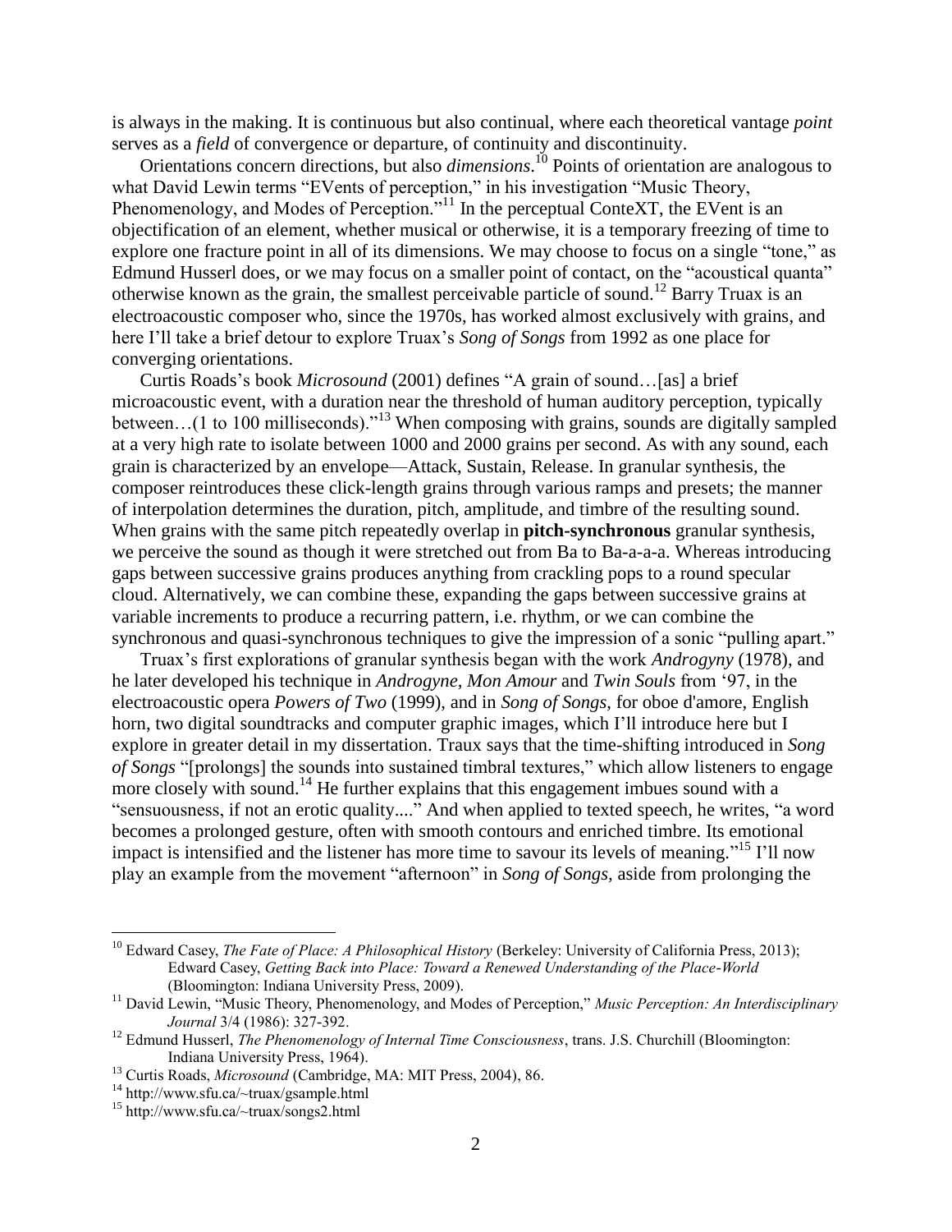is always in the making. It is continuous but also continual, where each theoretical vantage *point* serves as a *field* of convergence or departure, of continuity and discontinuity.

Orientations concern directions, but also *dimensions*.[10] Points of orientation are analogous to what David Lewin terms "EVents of perception," in his investigation "Music Theory, Phenomenology, and Modes of Perception."[11] In the perceptual ConteXT, the EVent is an objectification of an element, whether musical or otherwise, it is a temporary freezing of time to explore one fracture point in all of its dimensions. We may choose to focus on a single "tone," as Edmund Husserl does, or we may focus on a smaller point of contact, on the "acoustical quanta" otherwise known as the grain, the smallest perceivable particle of sound.[12] Barry Truax is an electroacoustic composer who, since the 1970s, has worked almost exclusively with grains, and here I'll take a brief detour to explore Truax's *Song of Songs* from 1992 as one place for converging orientations.

Curtis Roads's book *Microsound* (2001) defines "A grain of sound…[as] a brief microacoustic event, with a duration near the threshold of human auditory perception, typically between…(1 to 100 milliseconds)."[13] When composing with grains, sounds are digitally sampled at a very high rate to isolate between 1000 and 2000 grains per second. As with any sound, each grain is characterized by an envelope—Attack, Sustain, Release. In granular synthesis, the composer reintroduces these click-length grains through various ramps and presets; the manner of interpolation determines the duration, pitch, amplitude, and timbre of the resulting sound. When grains with the same pitch repeatedly overlap in **pitch-synchronous** granular synthesis, we perceive the sound as though it were stretched out from Ba to Ba-a-a-a. Whereas introducing gaps between successive grains produces anything from crackling pops to a round specular cloud. Alternatively, we can combine these, expanding the gaps between successive grains at variable increments to produce a recurring pattern, i.e. rhythm, or we can combine the synchronous and quasi-synchronous techniques to give the impression of a sonic "pulling apart."

Truax's first explorations of granular synthesis began with the work *Androgyny* (1978), and he later developed his technique in *Androgyne, Mon Amour* and *Twin Souls* from '97, in the electroacoustic opera *Powers of Two* (1999), and in *Song of Songs*, for oboe d'amore, English horn, two digital soundtracks and computer graphic images, which I'll introduce here but I explore in greater detail in my dissertation. Traux says that the time-shifting introduced in *Song of Songs* "[prolongs] the sounds into sustained timbral textures," which allow listeners to engage more closely with sound.[14] He further explains that this engagement imbues sound with a "sensuousness, if not an erotic quality...." And when applied to texted speech, he writes, "a word becomes a prolonged gesture, often with smooth contours and enriched timbre. Its emotional impact is intensified and the listener has more time to savour its levels of meaning."[15] I'll now play an example from the movement "afternoon" in *Song of Songs,* aside from prolonging the

---

[10] Edward Casey, *The Fate of Place: A Philosophical History* (Berkeley: University of California Press, 2013); Edward Casey, *Getting Back into Place: Toward a Renewed Understanding of the Place-World* (Bloomington: Indiana University Press, 2009).

[11] David Lewin, "Music Theory, Phenomenology, and Modes of Perception," *Music Perception: An Interdisciplinary Journal* 3/4 (1986): 327-392.

[12] Edmund Husserl, *The Phenomenology of Internal Time Consciousness*, trans. J.S. Churchill (Bloomington: Indiana University Press, 1964).

[13] Curtis Roads, *Microsound* (Cambridge, MA: MIT Press, 2004), 86.

[14] http://www.sfu.ca/~truax/gsample.html

[15] http://www.sfu.ca/~truax/songs2.html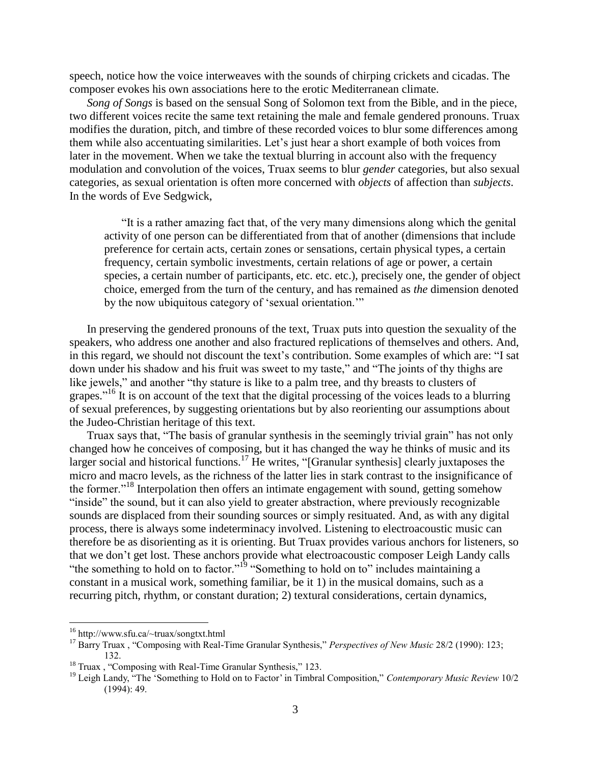speech, notice how the voice interweaves with the sounds of chirping crickets and cicadas. The composer evokes his own associations here to the erotic Mediterranean climate.

*Song of Songs* is based on the sensual Song of Solomon text from the Bible, and in the piece, two different voices recite the same text retaining the male and female gendered pronouns. Truax modifies the duration, pitch, and timbre of these recorded voices to blur some differences among them while also accentuating similarities. Let's just hear a short example of both voices from later in the movement. When we take the textual blurring in account also with the frequency modulation and convolution of the voices, Truax seems to blur *gender* categories, but also sexual categories, as sexual orientation is often more concerned with *objects* of affection than *subjects*. In the words of Eve Sedgwick,

> "It is a rather amazing fact that, of the very many dimensions along which the genital activity of one person can be differentiated from that of another (dimensions that include preference for certain acts, certain zones or sensations, certain physical types, a certain frequency, certain symbolic investments, certain relations of age or power, a certain species, a certain number of participants, etc. etc. etc.), precisely one, the gender of object choice, emerged from the turn of the century, and has remained as *the* dimension denoted by the now ubiquitous category of 'sexual orientation.'"

In preserving the gendered pronouns of the text, Truax puts into question the sexuality of the speakers, who address one another and also fractured replications of themselves and others. And, in this regard, we should not discount the text's contribution. Some examples of which are: "I sat down under his shadow and his fruit was sweet to my taste," and "The joints of thy thighs are like jewels," and another "thy stature is like to a palm tree, and thy breasts to clusters of grapes."[16] It is on account of the text that the digital processing of the voices leads to a blurring of sexual preferences, by suggesting orientations but by also reorienting our assumptions about the Judeo-Christian heritage of this text.

Truax says that, "The basis of granular synthesis in the seemingly trivial grain" has not only changed how he conceives of composing, but it has changed the way he thinks of music and its larger social and historical functions.[17] He writes, "[Granular synthesis] clearly juxtaposes the micro and macro levels, as the richness of the latter lies in stark contrast to the insignificance of the former."[18] Interpolation then offers an intimate engagement with sound, getting somehow "inside" the sound, but it can also yield to greater abstraction, where previously recognizable sounds are displaced from their sounding sources or simply resituated. And, as with any digital process, there is always some indeterminacy involved. Listening to electroacoustic music can therefore be as disorienting as it is orienting. But Truax provides various anchors for listeners, so that we don't get lost. These anchors provide what electroacoustic composer Leigh Landy calls "the something to hold on to factor."[19] "Something to hold on to" includes maintaining a constant in a musical work, something familiar, be it 1) in the musical domains, such as a recurring pitch, rhythm, or constant duration; 2) textural considerations, certain dynamics,

---

[16] http://www.sfu.ca/~truax/songtxt.html

[17] Barry Truax , "Composing with Real-Time Granular Synthesis," *Perspectives of New Music* 28/2 (1990): 123; 132.

[18] Truax , "Composing with Real-Time Granular Synthesis," 123.

[19] Leigh Landy, "The 'Something to Hold on to Factor' in Timbral Composition," *Contemporary Music Review* 10/2 (1994): 49.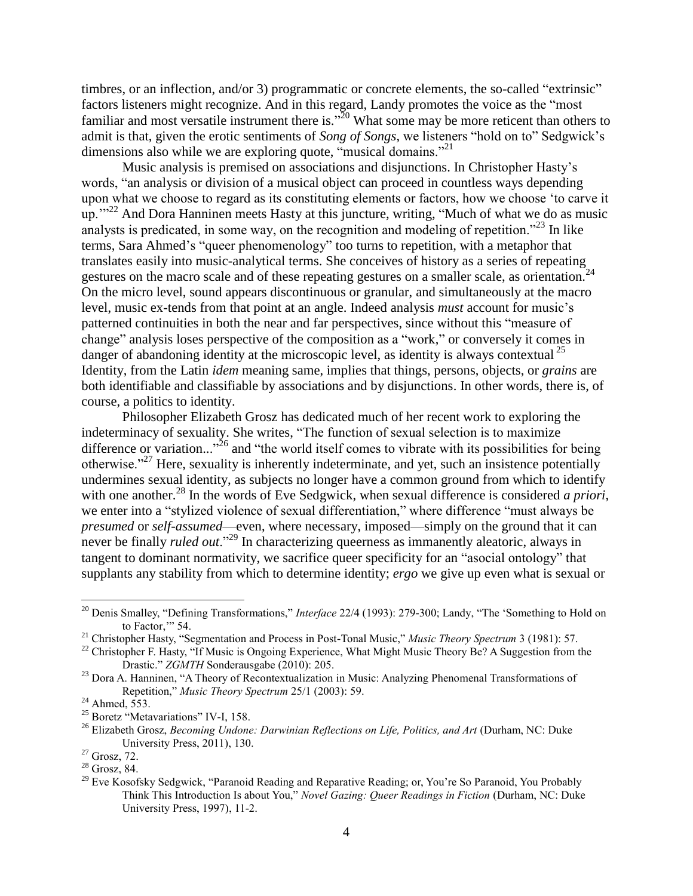timbres, or an inflection, and/or 3) programmatic or concrete elements, the so-called "extrinsic" factors listeners might recognize. And in this regard, Landy promotes the voice as the "most familiar and most versatile instrument there is."[20] What some may be more reticent than others to admit is that, given the erotic sentiments of *Song of Songs*, we listeners "hold on to" Sedgwick's dimensions also while we are exploring quote, "musical domains."[21]

Music analysis is premised on associations and disjunctions. In Christopher Hasty's words, "an analysis or division of a musical object can proceed in countless ways depending upon what we choose to regard as its constituting elements or factors, how we choose 'to carve it up.'"[22] And Dora Hanninen meets Hasty at this juncture, writing, "Much of what we do as music analysts is predicated, in some way, on the recognition and modeling of repetition."[23] In like terms, Sara Ahmed's "queer phenomenology" too turns to repetition, with a metaphor that translates easily into music-analytical terms. She conceives of history as a series of repeating gestures on the macro scale and of these repeating gestures on a smaller scale, as orientation.[24] On the micro level, sound appears discontinuous or granular, and simultaneously at the macro level, music ex-tends from that point at an angle. Indeed analysis *must* account for music's patterned continuities in both the near and far perspectives, since without this "measure of change" analysis loses perspective of the composition as a "work," or conversely it comes in danger of abandoning identity at the microscopic level, as identity is always contextual [25] Identity, from the Latin *idem* meaning same, implies that things, persons, objects, or *grains* are both identifiable and classifiable by associations and by disjunctions. In other words, there is, of course, a politics to identity.

Philosopher Elizabeth Grosz has dedicated much of her recent work to exploring the indeterminacy of sexuality. She writes, "The function of sexual selection is to maximize difference or variation..."[26] and "the world itself comes to vibrate with its possibilities for being otherwise."[27] Here, sexuality is inherently indeterminate, and yet, such an insistence potentially undermines sexual identity, as subjects no longer have a common ground from which to identify with one another.[28] In the words of Eve Sedgwick, when sexual difference is considered *a priori*, we enter into a "stylized violence of sexual differentiation," where difference "must always be *presumed* or *self-assumed*—even, where necessary, imposed—simply on the ground that it can never be finally *ruled out*."[29] In characterizing queerness as immanently aleatoric, always in tangent to dominant normativity, we sacrifice queer specificity for an "asocial ontology" that supplants any stability from which to determine identity; *ergo* we give up even what is sexual or

---

[20] Denis Smalley, "Defining Transformations," *Interface* 22/4 (1993): 279-300; Landy, "The 'Something to Hold on to Factor,'" 54.

[21] Christopher Hasty, "Segmentation and Process in Post-Tonal Music," *Music Theory Spectrum* 3 (1981): 57.

[22] Christopher F. Hasty, "If Music is Ongoing Experience, What Might Music Theory Be? A Suggestion from the Drastic." *ZGMTH* Sonderausgabe (2010): 205.

[23] Dora A. Hanninen, "A Theory of Recontextualization in Music: Analyzing Phenomenal Transformations of Repetition," *Music Theory Spectrum* 25/1 (2003): 59.

[24] Ahmed, 553.

[25] Boretz "Metavariations" IV-I, 158.

[26] Elizabeth Grosz, *Becoming Undone: Darwinian Reflections on Life, Politics, and Art* (Durham, NC: Duke University Press, 2011), 130.

[27] Grosz, 72.

[28] Grosz, 84.

[29] Eve Kosofsky Sedgwick, "Paranoid Reading and Reparative Reading; or, You're So Paranoid, You Probably Think This Introduction Is about You," *Novel Gazing: Queer Readings in Fiction* (Durham, NC: Duke University Press, 1997), 11-2.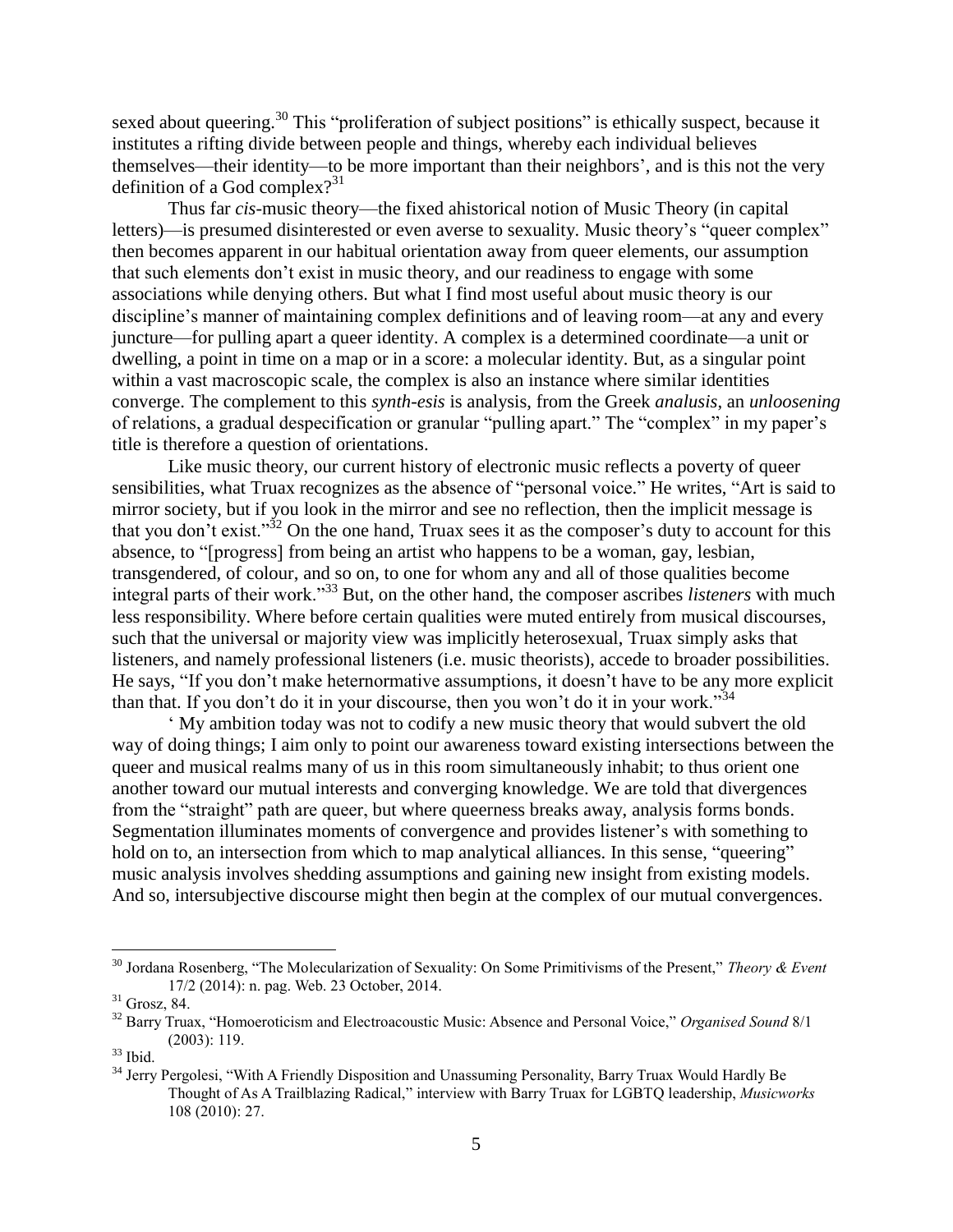sexed about queering.[30] This "proliferation of subject positions" is ethically suspect, because it institutes a rifting divide between people and things, whereby each individual believes themselves—their identity—to be more important than their neighbors', and is this not the very definition of a God complex?[31]

Thus far *cis*-music theory—the fixed ahistorical notion of Music Theory (in capital letters)—is presumed disinterested or even averse to sexuality. Music theory's "queer complex" then becomes apparent in our habitual orientation away from queer elements, our assumption that such elements don't exist in music theory, and our readiness to engage with some associations while denying others. But what I find most useful about music theory is our discipline's manner of maintaining complex definitions and of leaving room—at any and every juncture—for pulling apart a queer identity. A complex is a determined coordinate—a unit or dwelling, a point in time on a map or in a score: a molecular identity. But, as a singular point within a vast macroscopic scale, the complex is also an instance where similar identities converge. The complement to this *synth-esis* is analysis, from the Greek *analusis*, an *unloosening* of relations, a gradual despecification or granular "pulling apart." The "complex" in my paper's title is therefore a question of orientations.

Like music theory, our current history of electronic music reflects a poverty of queer sensibilities, what Truax recognizes as the absence of "personal voice." He writes, "Art is said to mirror society, but if you look in the mirror and see no reflection, then the implicit message is that you don't exist."[32] On the one hand, Truax sees it as the composer's duty to account for this absence, to "[progress] from being an artist who happens to be a woman, gay, lesbian, transgendered, of colour, and so on, to one for whom any and all of those qualities become integral parts of their work."[33] But, on the other hand, the composer ascribes *listeners* with much less responsibility. Where before certain qualities were muted entirely from musical discourses, such that the universal or majority view was implicitly heterosexual, Truax simply asks that listeners, and namely professional listeners (i.e. music theorists), accede to broader possibilities. He says, "If you don't make heternormative assumptions, it doesn't have to be any more explicit than that. If you don't do it in your discourse, then you won't do it in your work."[34]

' My ambition today was not to codify a new music theory that would subvert the old way of doing things; I aim only to point our awareness toward existing intersections between the queer and musical realms many of us in this room simultaneously inhabit; to thus orient one another toward our mutual interests and converging knowledge. We are told that divergences from the "straight" path are queer, but where queerness breaks away, analysis forms bonds. Segmentation illuminates moments of convergence and provides listener's with something to hold on to, an intersection from which to map analytical alliances. In this sense, "queering" music analysis involves shedding assumptions and gaining new insight from existing models. And so, intersubjective discourse might then begin at the complex of our mutual convergences.

---

[30] Jordana Rosenberg, "The Molecularization of Sexuality: On Some Primitivisms of the Present," *Theory & Event* 17/2 (2014): n. pag. Web. 23 October, 2014.

[31] Grosz, 84.

[32] Barry Truax, "Homoeroticism and Electroacoustic Music: Absence and Personal Voice," *Organised Sound* 8/1 (2003): 119.

[33] Ibid.

[34] Jerry Pergolesi, "With A Friendly Disposition and Unassuming Personality, Barry Truax Would Hardly Be Thought of As A Trailblazing Radical," interview with Barry Truax for LGBTQ leadership, *Musicworks* 108 (2010): 27.